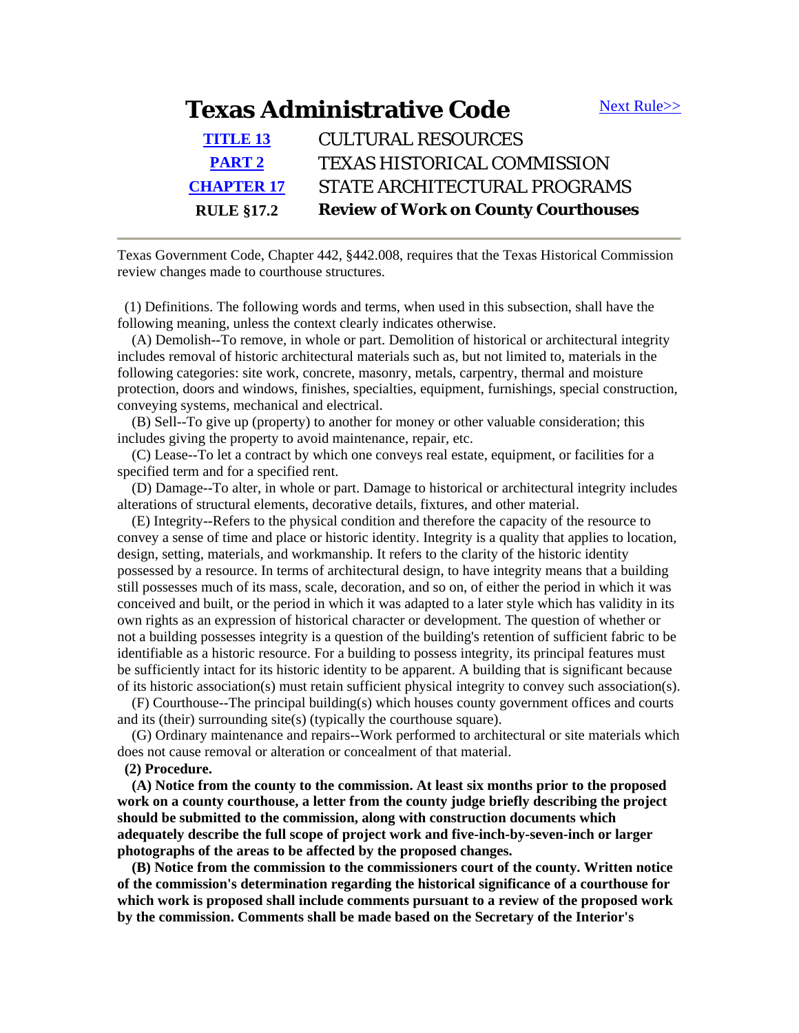# Texas Administrative Code

Next Rule>>

| | |
|---|---|
| **TITLE 13** | CULTURAL RESOURCES |
| **PART 2** | TEXAS HISTORICAL COMMISSION |
| **CHAPTER 17** | STATE ARCHITECTURAL PROGRAMS |
| **RULE §17.2** | **Review of Work on County Courthouses** |

---

Texas Government Code, Chapter 442, §442.008, requires that the Texas Historical Commission review changes made to courthouse structures.

(1) Definitions. The following words and terms, when used in this subsection, shall have the following meaning, unless the context clearly indicates otherwise.

(A) Demolish--To remove, in whole or part. Demolition of historical or architectural integrity includes removal of historic architectural materials such as, but not limited to, materials in the following categories: site work, concrete, masonry, metals, carpentry, thermal and moisture protection, doors and windows, finishes, specialties, equipment, furnishings, special construction, conveying systems, mechanical and electrical.

(B) Sell--To give up (property) to another for money or other valuable consideration; this includes giving the property to avoid maintenance, repair, etc.

(C) Lease--To let a contract by which one conveys real estate, equipment, or facilities for a specified term and for a specified rent.

(D) Damage--To alter, in whole or part. Damage to historical or architectural integrity includes alterations of structural elements, decorative details, fixtures, and other material.

(E) Integrity--Refers to the physical condition and therefore the capacity of the resource to convey a sense of time and place or historic identity. Integrity is a quality that applies to location, design, setting, materials, and workmanship. It refers to the clarity of the historic identity possessed by a resource. In terms of architectural design, to have integrity means that a building still possesses much of its mass, scale, decoration, and so on, of either the period in which it was conceived and built, or the period in which it was adapted to a later style which has validity in its own rights as an expression of historical character or development. The question of whether or not a building possesses integrity is a question of the building's retention of sufficient fabric to be identifiable as a historic resource. For a building to possess integrity, its principal features must be sufficiently intact for its historic identity to be apparent. A building that is significant because of its historic association(s) must retain sufficient physical integrity to convey such association(s).

(F) Courthouse--The principal building(s) which houses county government offices and courts and its (their) surrounding site(s) (typically the courthouse square).

(G) Ordinary maintenance and repairs--Work performed to architectural or site materials which does not cause removal or alteration or concealment of that material.

**(2) Procedure.**

**(A) Notice from the county to the commission. At least six months prior to the proposed work on a county courthouse, a letter from the county judge briefly describing the project should be submitted to the commission, along with construction documents which adequately describe the full scope of project work and five-inch-by-seven-inch or larger photographs of the areas to be affected by the proposed changes.**

**(B) Notice from the commission to the commissioners court of the county. Written notice of the commission's determination regarding the historical significance of a courthouse for which work is proposed shall include comments pursuant to a review of the proposed work by the commission. Comments shall be made based on the Secretary of the Interior's**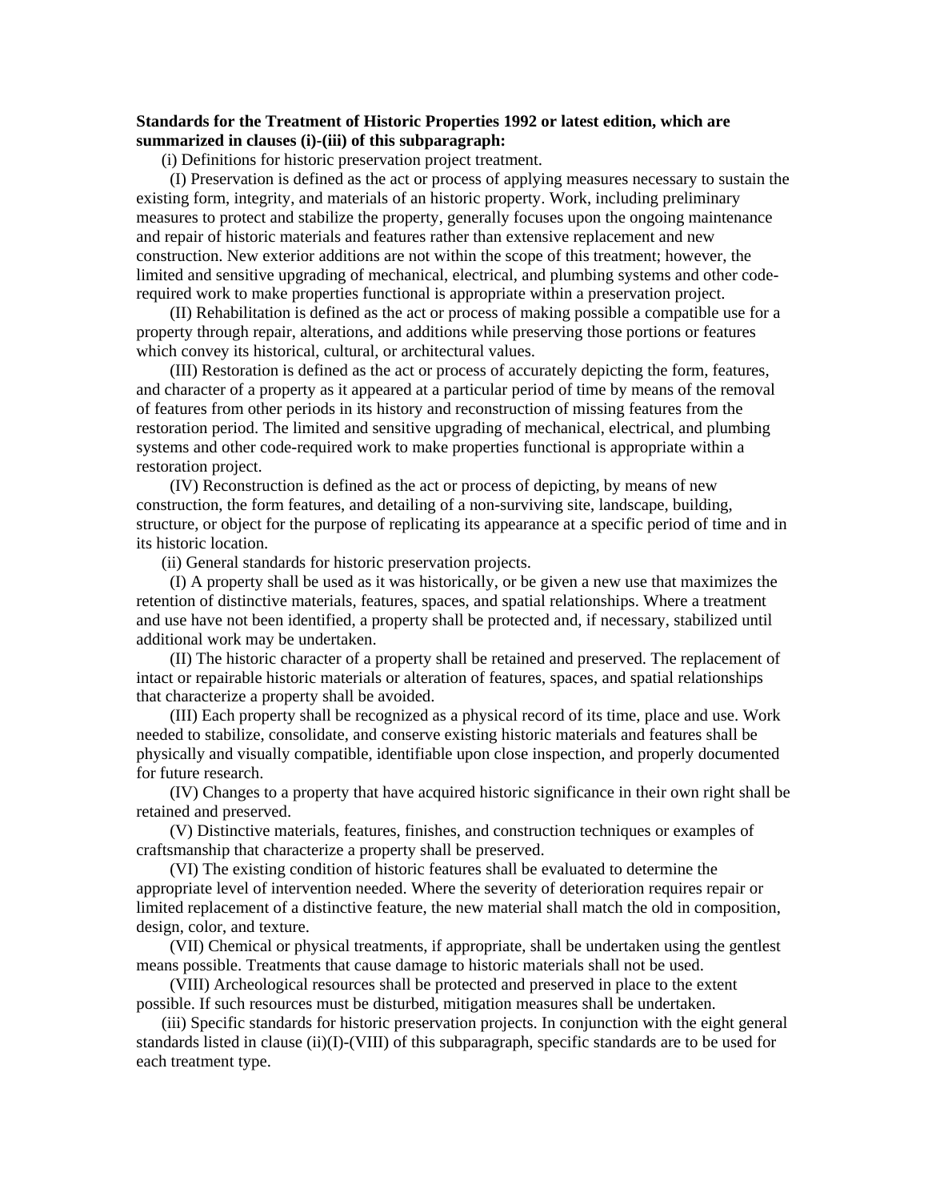**Standards for the Treatment of Historic Properties 1992 or latest edition, which are summarized in clauses (i)-(iii) of this subparagraph:**

(i) Definitions for historic preservation project treatment.

(I) Preservation is defined as the act or process of applying measures necessary to sustain the existing form, integrity, and materials of an historic property. Work, including preliminary measures to protect and stabilize the property, generally focuses upon the ongoing maintenance and repair of historic materials and features rather than extensive replacement and new construction. New exterior additions are not within the scope of this treatment; however, the limited and sensitive upgrading of mechanical, electrical, and plumbing systems and other code-required work to make properties functional is appropriate within a preservation project.

(II) Rehabilitation is defined as the act or process of making possible a compatible use for a property through repair, alterations, and additions while preserving those portions or features which convey its historical, cultural, or architectural values.

(III) Restoration is defined as the act or process of accurately depicting the form, features, and character of a property as it appeared at a particular period of time by means of the removal of features from other periods in its history and reconstruction of missing features from the restoration period. The limited and sensitive upgrading of mechanical, electrical, and plumbing systems and other code-required work to make properties functional is appropriate within a restoration project.

(IV) Reconstruction is defined as the act or process of depicting, by means of new construction, the form features, and detailing of a non-surviving site, landscape, building, structure, or object for the purpose of replicating its appearance at a specific period of time and in its historic location.

(ii) General standards for historic preservation projects.

(I) A property shall be used as it was historically, or be given a new use that maximizes the retention of distinctive materials, features, spaces, and spatial relationships. Where a treatment and use have not been identified, a property shall be protected and, if necessary, stabilized until additional work may be undertaken.

(II) The historic character of a property shall be retained and preserved. The replacement of intact or repairable historic materials or alteration of features, spaces, and spatial relationships that characterize a property shall be avoided.

(III) Each property shall be recognized as a physical record of its time, place and use. Work needed to stabilize, consolidate, and conserve existing historic materials and features shall be physically and visually compatible, identifiable upon close inspection, and properly documented for future research.

(IV) Changes to a property that have acquired historic significance in their own right shall be retained and preserved.

(V) Distinctive materials, features, finishes, and construction techniques or examples of craftsmanship that characterize a property shall be preserved.

(VI) The existing condition of historic features shall be evaluated to determine the appropriate level of intervention needed. Where the severity of deterioration requires repair or limited replacement of a distinctive feature, the new material shall match the old in composition, design, color, and texture.

(VII) Chemical or physical treatments, if appropriate, shall be undertaken using the gentlest means possible. Treatments that cause damage to historic materials shall not be used.

(VIII) Archeological resources shall be protected and preserved in place to the extent possible. If such resources must be disturbed, mitigation measures shall be undertaken.

(iii) Specific standards for historic preservation projects. In conjunction with the eight general standards listed in clause (ii)(I)-(VIII) of this subparagraph, specific standards are to be used for each treatment type.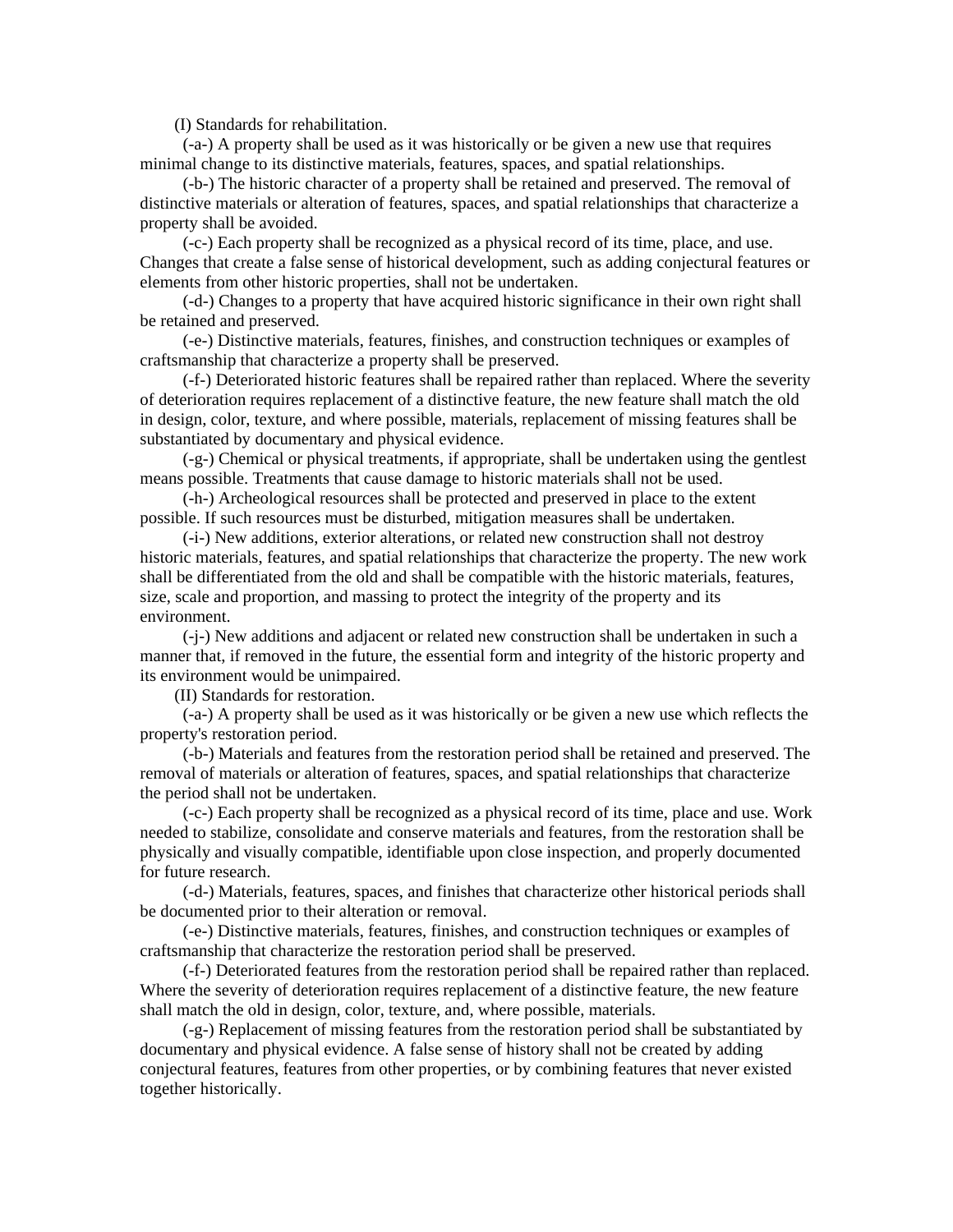(I) Standards for rehabilitation.

(-a-) A property shall be used as it was historically or be given a new use that requires minimal change to its distinctive materials, features, spaces, and spatial relationships.

(-b-) The historic character of a property shall be retained and preserved. The removal of distinctive materials or alteration of features, spaces, and spatial relationships that characterize a property shall be avoided.

(-c-) Each property shall be recognized as a physical record of its time, place, and use. Changes that create a false sense of historical development, such as adding conjectural features or elements from other historic properties, shall not be undertaken.

(-d-) Changes to a property that have acquired historic significance in their own right shall be retained and preserved.

(-e-) Distinctive materials, features, finishes, and construction techniques or examples of craftsmanship that characterize a property shall be preserved.

(-f-) Deteriorated historic features shall be repaired rather than replaced. Where the severity of deterioration requires replacement of a distinctive feature, the new feature shall match the old in design, color, texture, and where possible, materials, replacement of missing features shall be substantiated by documentary and physical evidence.

(-g-) Chemical or physical treatments, if appropriate, shall be undertaken using the gentlest means possible. Treatments that cause damage to historic materials shall not be used.

(-h-) Archeological resources shall be protected and preserved in place to the extent possible. If such resources must be disturbed, mitigation measures shall be undertaken.

(-i-) New additions, exterior alterations, or related new construction shall not destroy historic materials, features, and spatial relationships that characterize the property. The new work shall be differentiated from the old and shall be compatible with the historic materials, features, size, scale and proportion, and massing to protect the integrity of the property and its environment.

(-j-) New additions and adjacent or related new construction shall be undertaken in such a manner that, if removed in the future, the essential form and integrity of the historic property and its environment would be unimpaired.

(II) Standards for restoration.

(-a-) A property shall be used as it was historically or be given a new use which reflects the property's restoration period.

(-b-) Materials and features from the restoration period shall be retained and preserved. The removal of materials or alteration of features, spaces, and spatial relationships that characterize the period shall not be undertaken.

(-c-) Each property shall be recognized as a physical record of its time, place and use. Work needed to stabilize, consolidate and conserve materials and features, from the restoration shall be physically and visually compatible, identifiable upon close inspection, and properly documented for future research.

(-d-) Materials, features, spaces, and finishes that characterize other historical periods shall be documented prior to their alteration or removal.

(-e-) Distinctive materials, features, finishes, and construction techniques or examples of craftsmanship that characterize the restoration period shall be preserved.

(-f-) Deteriorated features from the restoration period shall be repaired rather than replaced. Where the severity of deterioration requires replacement of a distinctive feature, the new feature shall match the old in design, color, texture, and, where possible, materials.

(-g-) Replacement of missing features from the restoration period shall be substantiated by documentary and physical evidence. A false sense of history shall not be created by adding conjectural features, features from other properties, or by combining features that never existed together historically.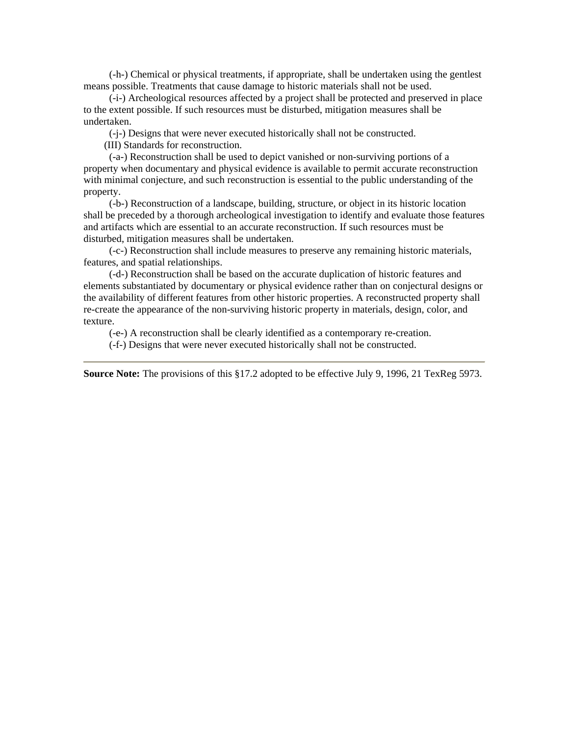(-h-) Chemical or physical treatments, if appropriate, shall be undertaken using the gentlest means possible. Treatments that cause damage to historic materials shall not be used.

(-i-) Archeological resources affected by a project shall be protected and preserved in place to the extent possible. If such resources must be disturbed, mitigation measures shall be undertaken.

(-j-) Designs that were never executed historically shall not be constructed.

(III) Standards for reconstruction.

(-a-) Reconstruction shall be used to depict vanished or non-surviving portions of a property when documentary and physical evidence is available to permit accurate reconstruction with minimal conjecture, and such reconstruction is essential to the public understanding of the property.

(-b-) Reconstruction of a landscape, building, structure, or object in its historic location shall be preceded by a thorough archeological investigation to identify and evaluate those features and artifacts which are essential to an accurate reconstruction. If such resources must be disturbed, mitigation measures shall be undertaken.

(-c-) Reconstruction shall include measures to preserve any remaining historic materials, features, and spatial relationships.

(-d-) Reconstruction shall be based on the accurate duplication of historic features and elements substantiated by documentary or physical evidence rather than on conjectural designs or the availability of different features from other historic properties. A reconstructed property shall re-create the appearance of the non-surviving historic property in materials, design, color, and texture.

(-e-) A reconstruction shall be clearly identified as a contemporary re-creation.

(-f-) Designs that were never executed historically shall not be constructed.

---

**Source Note:** The provisions of this §17.2 adopted to be effective July 9, 1996, 21 TexReg 5973.